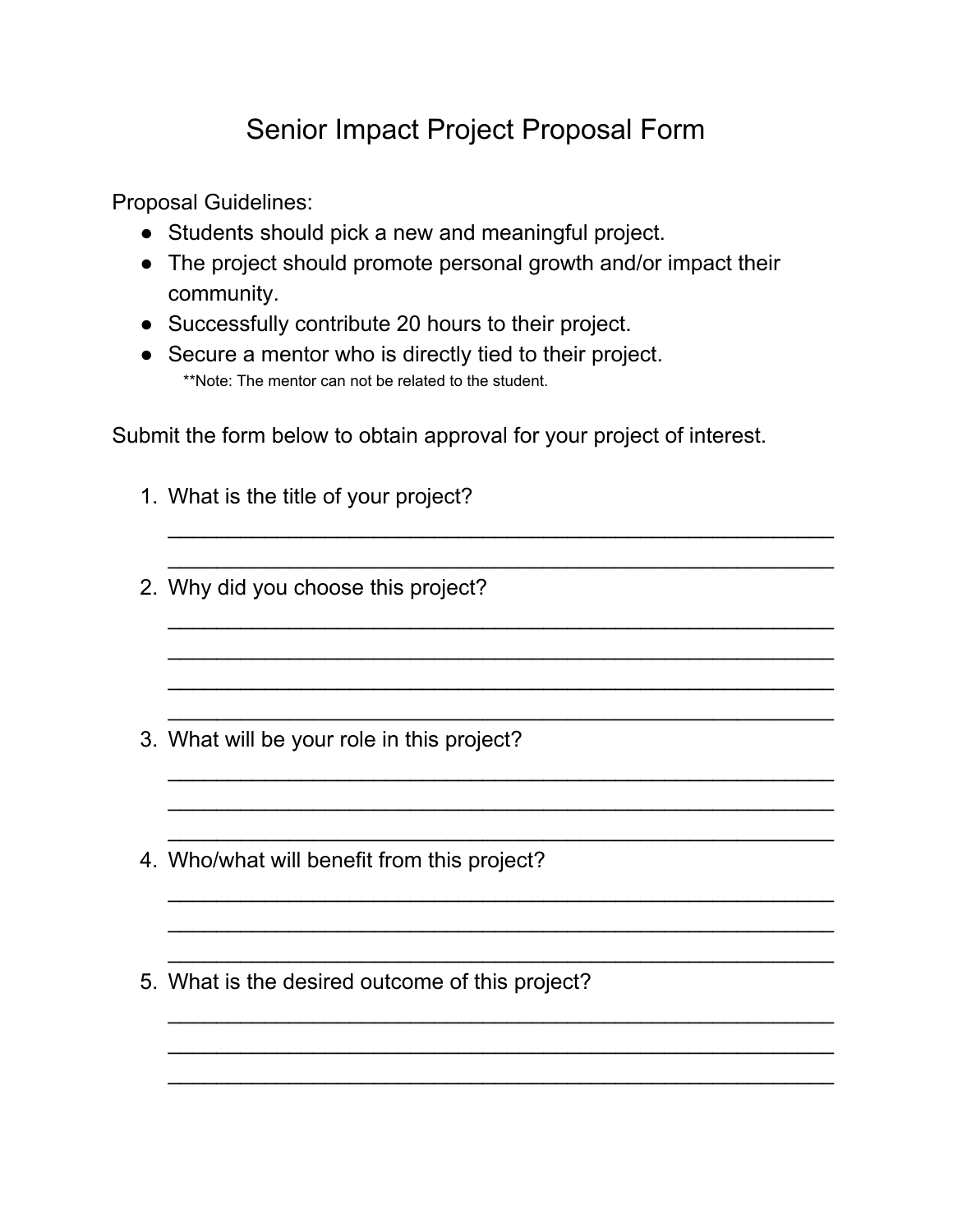# Senior Impact Project Proposal Form

Proposal Guidelines:

- Students should pick a new and meaningful project.
- The project should promote personal growth and/or impact their community.
- Successfully contribute 20 hours to their project.
- Secure a mentor who is directly tied to their project.
  **Note: The mentor can not be related to the student.

Submit the form below to obtain approval for your project of interest.

1. What is the title of your project?
   ________________________________________________________
   ________________________________________________________
2. Why did you choose this project?
   ________________________________________________________
   ________________________________________________________
   ________________________________________________________
   ________________________________________________________
3. What will be your role in this project?
   ________________________________________________________
   ________________________________________________________
   ________________________________________________________
4. Who/what will benefit from this project?
   ________________________________________________________
   ________________________________________________________
   ________________________________________________________
5. What is the desired outcome of this project?
   ________________________________________________________
   ________________________________________________________
   ________________________________________________________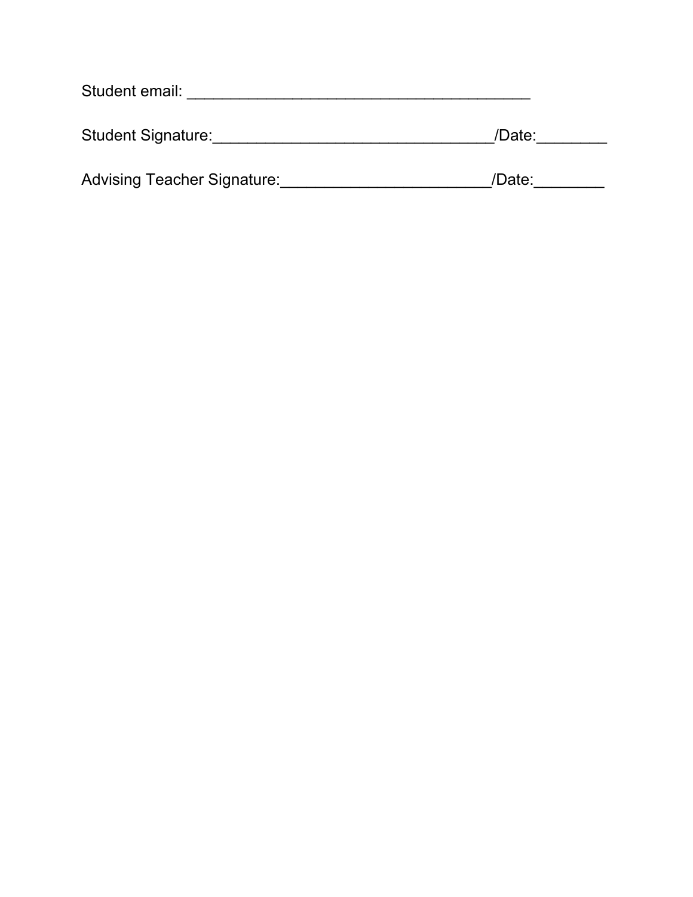Student email: ________________________________________

Student Signature:________________________________/Date:________

Advising Teacher Signature:________________________/Date:________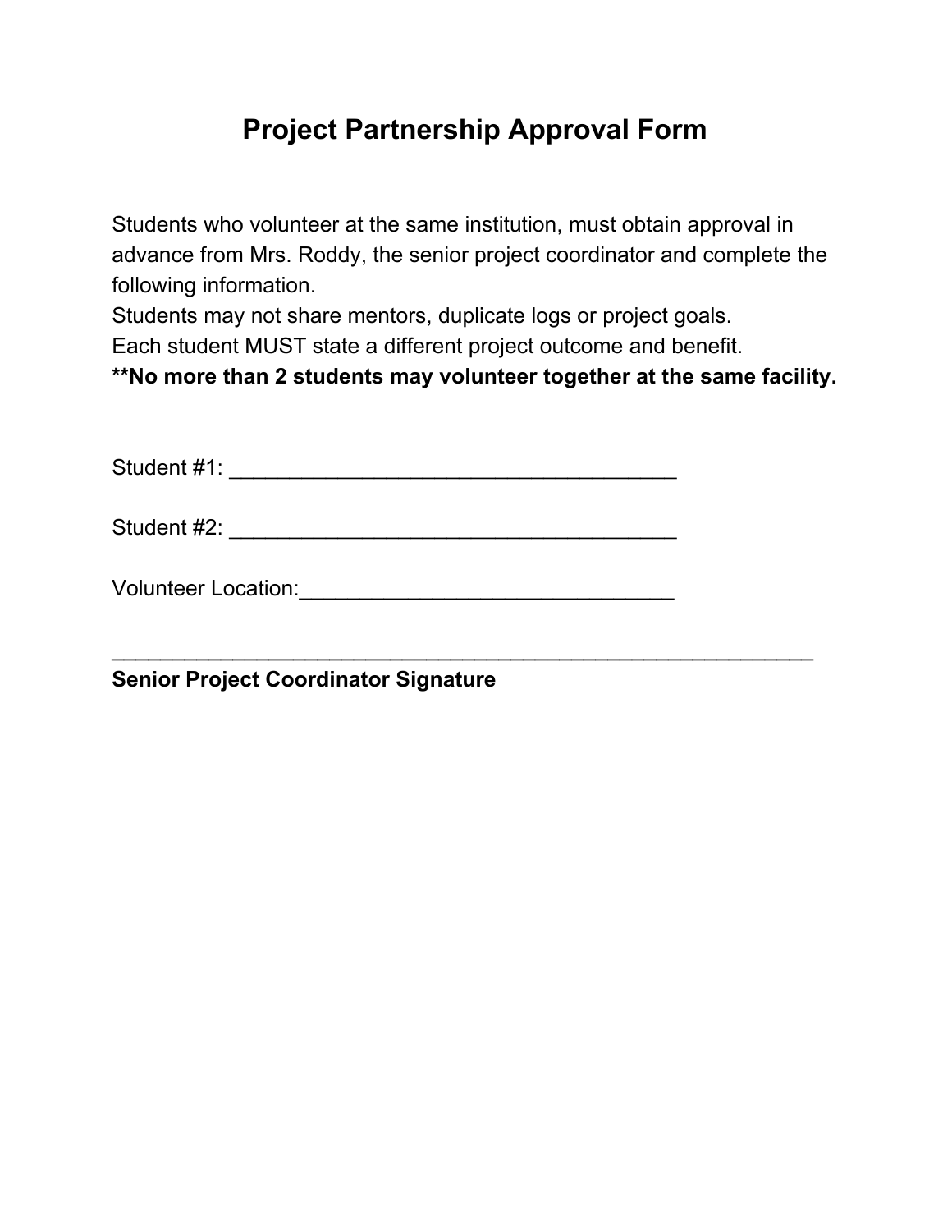# Project Partnership Approval Form

Students who volunteer at the same institution, must obtain approval in advance from Mrs. Roddy, the senior project coordinator and complete the following information.
Students may not share mentors, duplicate logs or project goals.
Each student MUST state a different project outcome and benefit.
****No more than 2 students may volunteer together at the same facility.**

Student #1: ______________________________________

Student #2: ______________________________________

Volunteer Location:________________________________

____________________________________________________________

**Senior Project Coordinator Signature**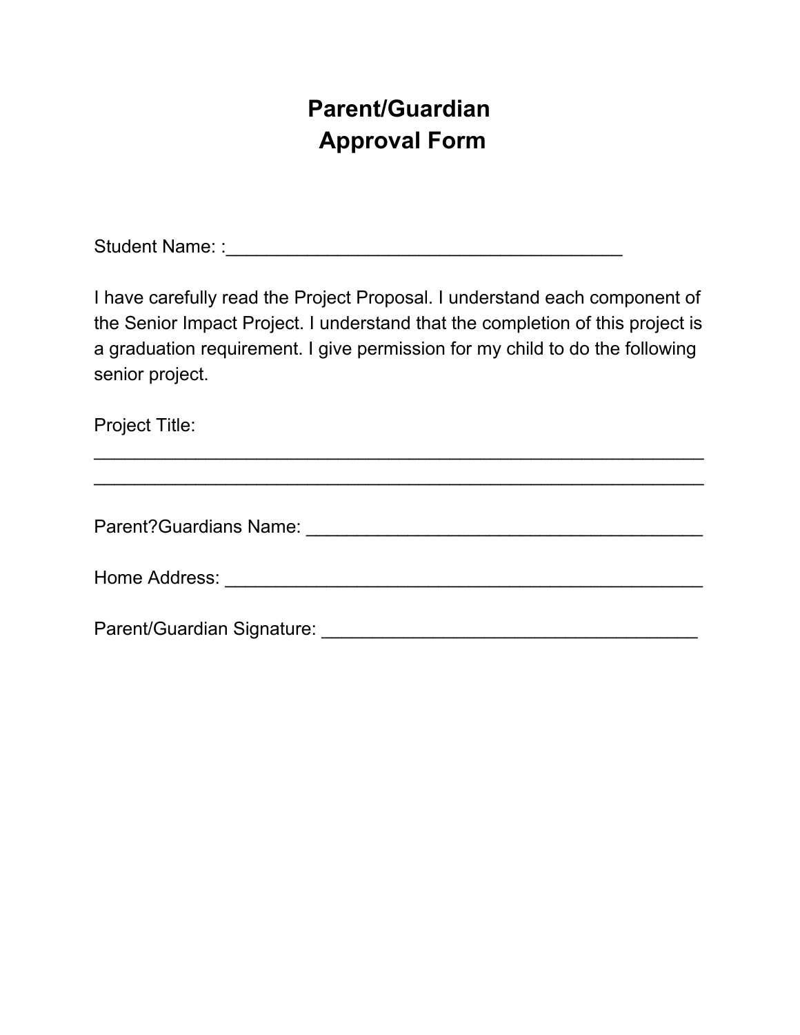# Parent/Guardian Approval Form

Student Name: :________________________________________

I have carefully read the Project Proposal. I understand each component of the Senior Impact Project. I understand that the completion of this project is a graduation requirement. I give permission for my child to do the following senior project.

Project Title:
______________________________________________________________
______________________________________________________________

Parent?Guardians Name: ________________________________________

Home Address: ________________________________________________

Parent/Guardian Signature: ______________________________________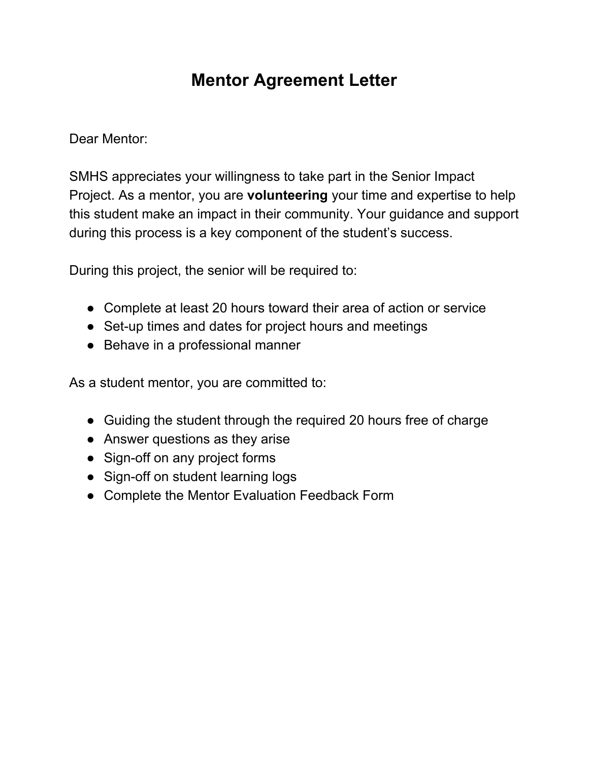# Mentor Agreement Letter

Dear Mentor:

SMHS appreciates your willingness to take part in the Senior Impact Project. As a mentor, you are **volunteering** your time and expertise to help this student make an impact in their community. Your guidance and support during this process is a key component of the student's success.

During this project, the senior will be required to:

- Complete at least 20 hours toward their area of action or service
- Set-up times and dates for project hours and meetings
- Behave in a professional manner

As a student mentor, you are committed to:

- Guiding the student through the required 20 hours free of charge
- Answer questions as they arise
- Sign-off on any project forms
- Sign-off on student learning logs
- Complete the Mentor Evaluation Feedback Form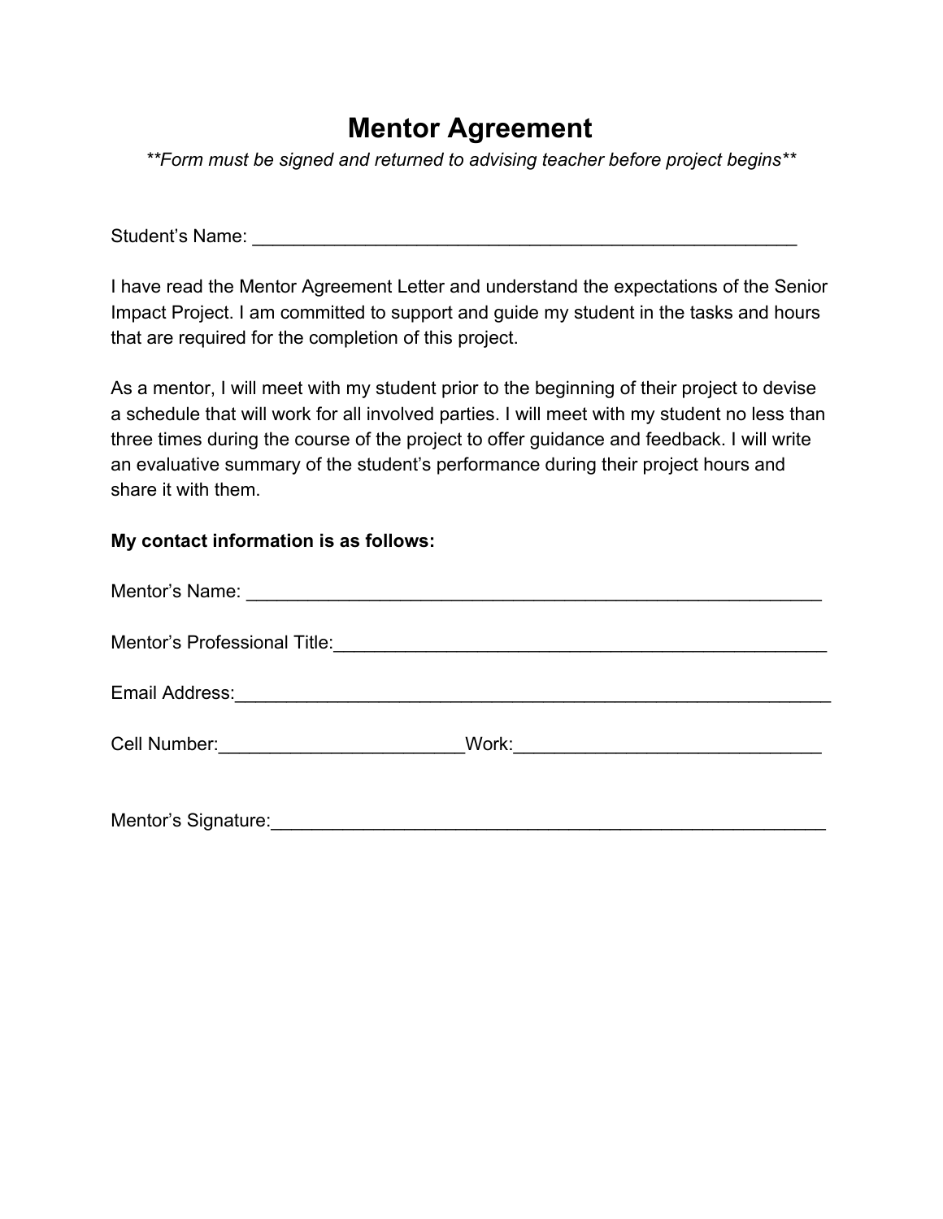# Mentor Agreement

*\*\*Form must be signed and returned to advising teacher before project begins\*\**

Student's Name: ______________________________________________________

I have read the Mentor Agreement Letter and understand the expectations of the Senior Impact Project. I am committed to support and guide my student in the tasks and hours that are required for the completion of this project.

As a mentor, I will meet with my student prior to the beginning of their project to devise a schedule that will work for all involved parties. I will meet with my student no less than three times during the course of the project to offer guidance and feedback. I will write an evaluative summary of the student's performance during their project hours and share it with them.

**My contact information is as follows:**

Mentor's Name: ______________________________________________________

Mentor's Professional Title:_____________________________________________

Email Address:_______________________________________________________

Cell Number:________________________Work:______________________________

Mentor's Signature:____________________________________________________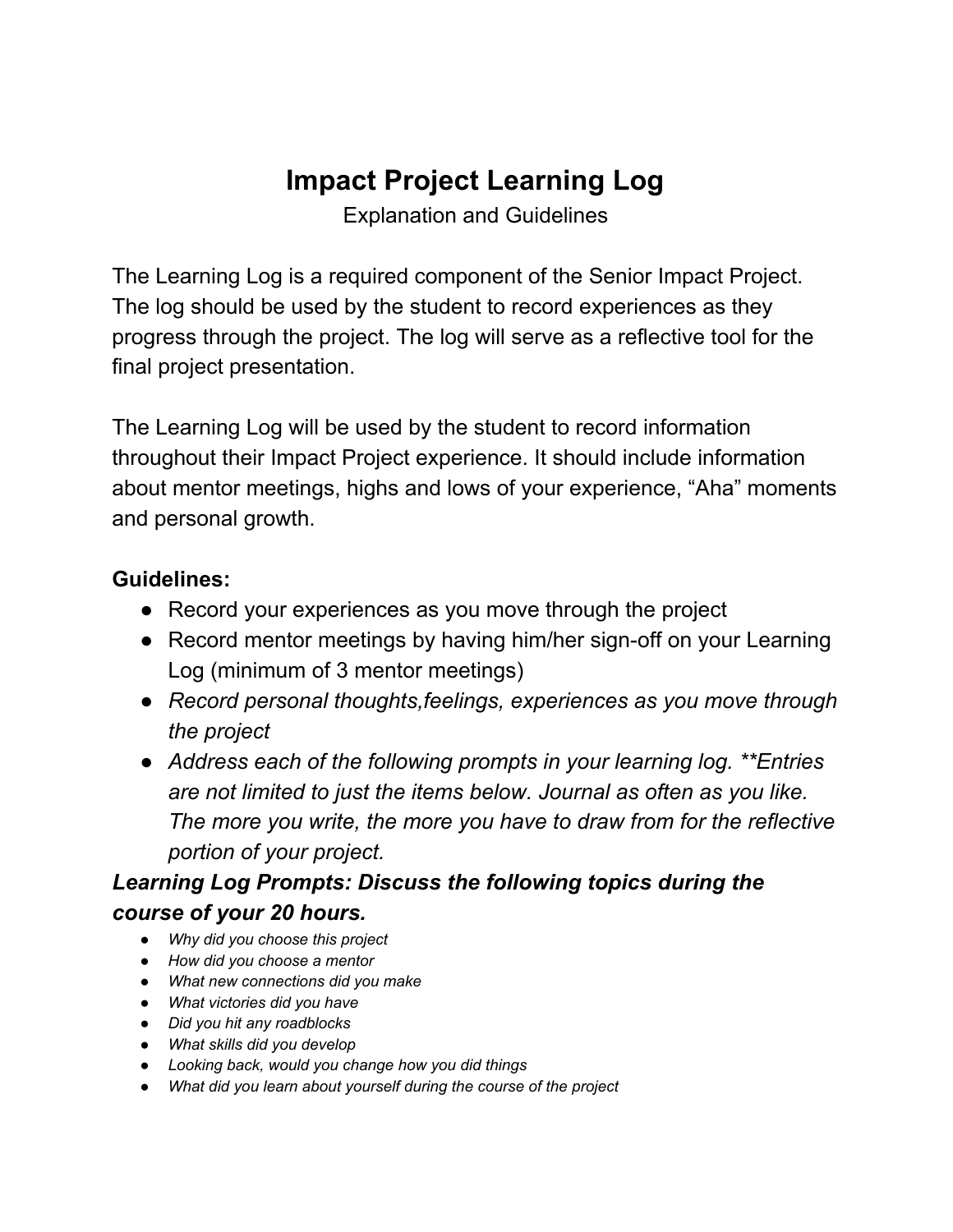# Impact Project Learning Log

Explanation and Guidelines

The Learning Log is a required component of the Senior Impact Project. The log should be used by the student to record experiences as they progress through the project. The log will serve as a reflective tool for the final project presentation.

The Learning Log will be used by the student to record information throughout their Impact Project experience. It should include information about mentor meetings, highs and lows of your experience, "Aha" moments and personal growth.

**Guidelines:**

- Record your experiences as you move through the project
- Record mentor meetings by having him/her sign-off on your Learning Log (minimum of 3 mentor meetings)
- *Record personal thoughts,feelings, experiences as you move through the project*
- *Address each of the following prompts in your learning log. **Entries are not limited to just the items below. Journal as often as you like. The more you write, the more you have to draw from for the reflective portion of your project.*

***Learning Log Prompts: Discuss the following topics during the course of your 20 hours.***

- *Why did you choose this project*
- *How did you choose a mentor*
- *What new connections did you make*
- *What victories did you have*
- *Did you hit any roadblocks*
- *What skills did you develop*
- *Looking back, would you change how you did things*
- *What did you learn about yourself during the course of the project*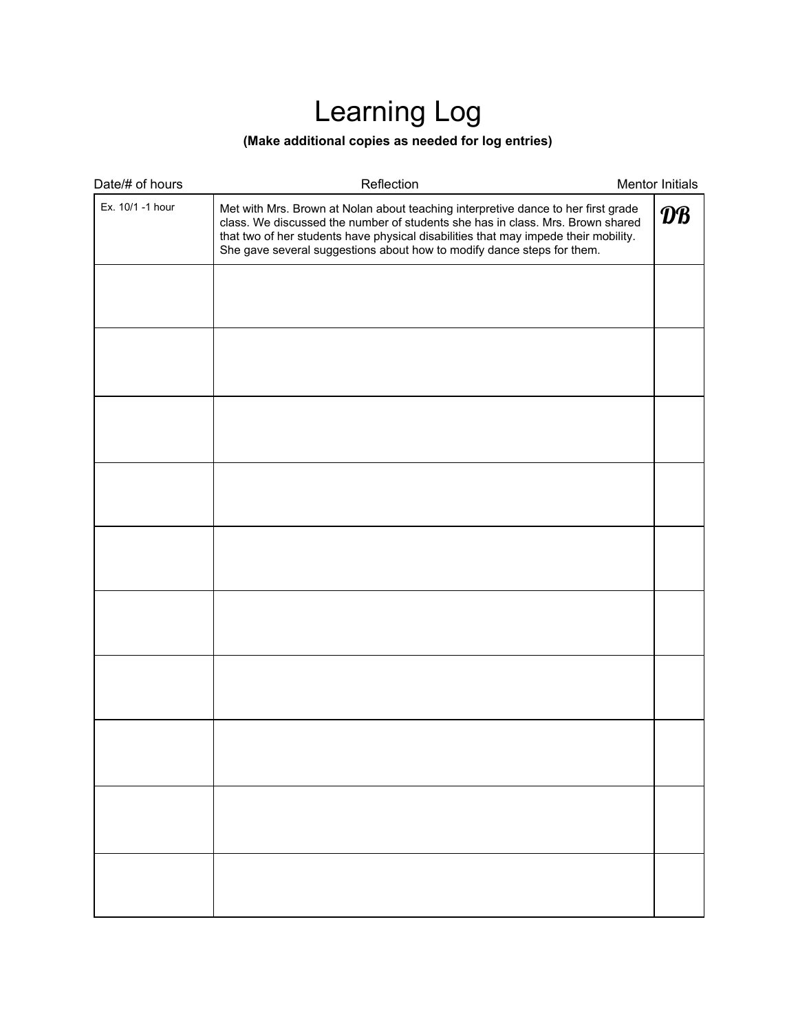# Learning Log

**(Make additional copies as needed for log entries)**

| Date/# of hours | Reflection | Mentor Initials |
|---|---|---|
| Ex. 10/1 -1 hour | Met with Mrs. Brown at Nolan about teaching interpretive dance to her first grade class. We discussed the number of students she has in class. Mrs. Brown shared that two of her students have physical disabilities that may impede their mobility. She gave several suggestions about how to modify dance steps for them. | *DB* |
| | | |
| | | |
| | | |
| | | |
| | | |
| | | |
| | | |
| | | |
| | | |
| | | |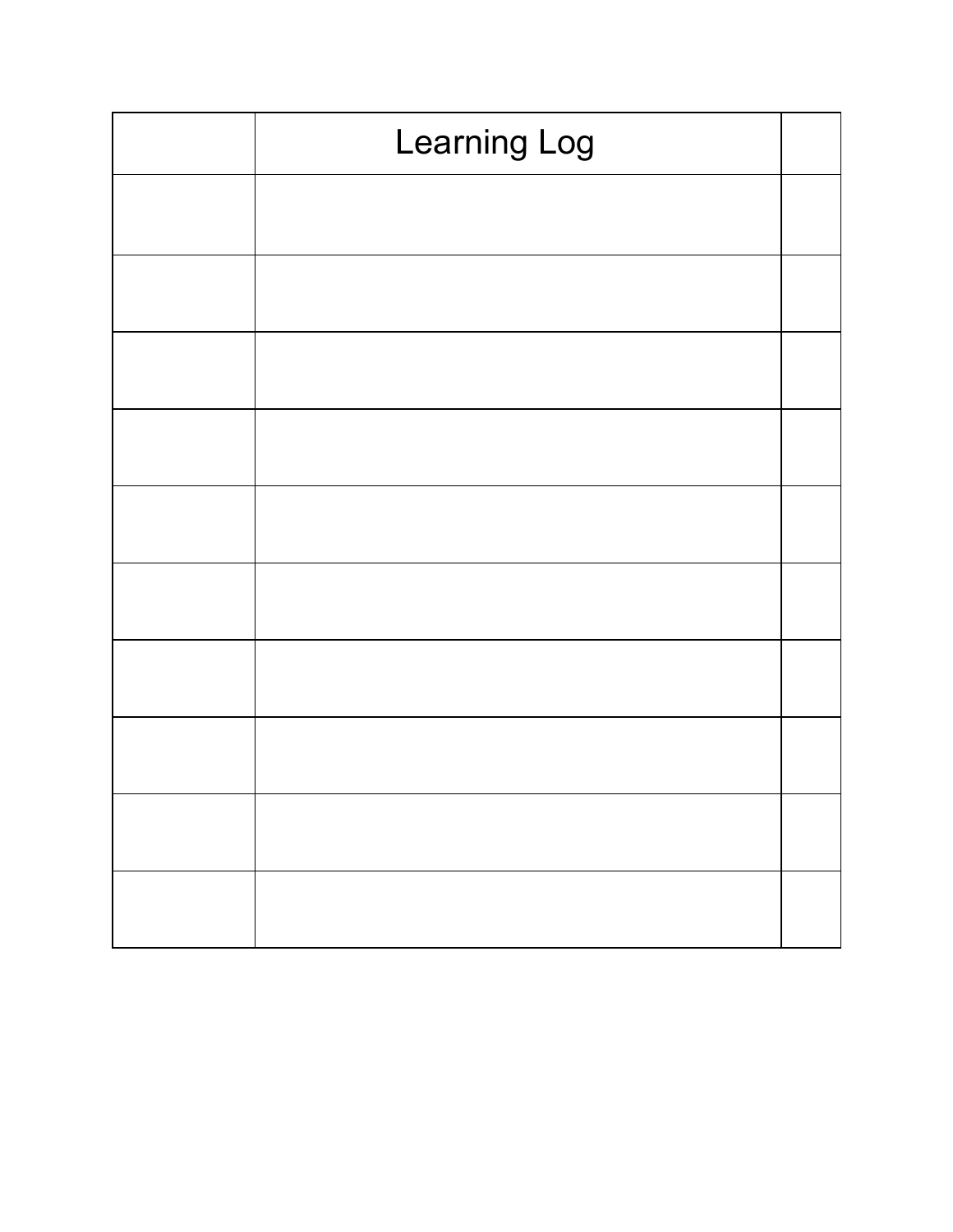| | Learning Log | |
|---|---|---|
| | | |
| | | |
| | | |
| | | |
| | | |
| | | |
| | | |
| | | |
| | | |
| | | |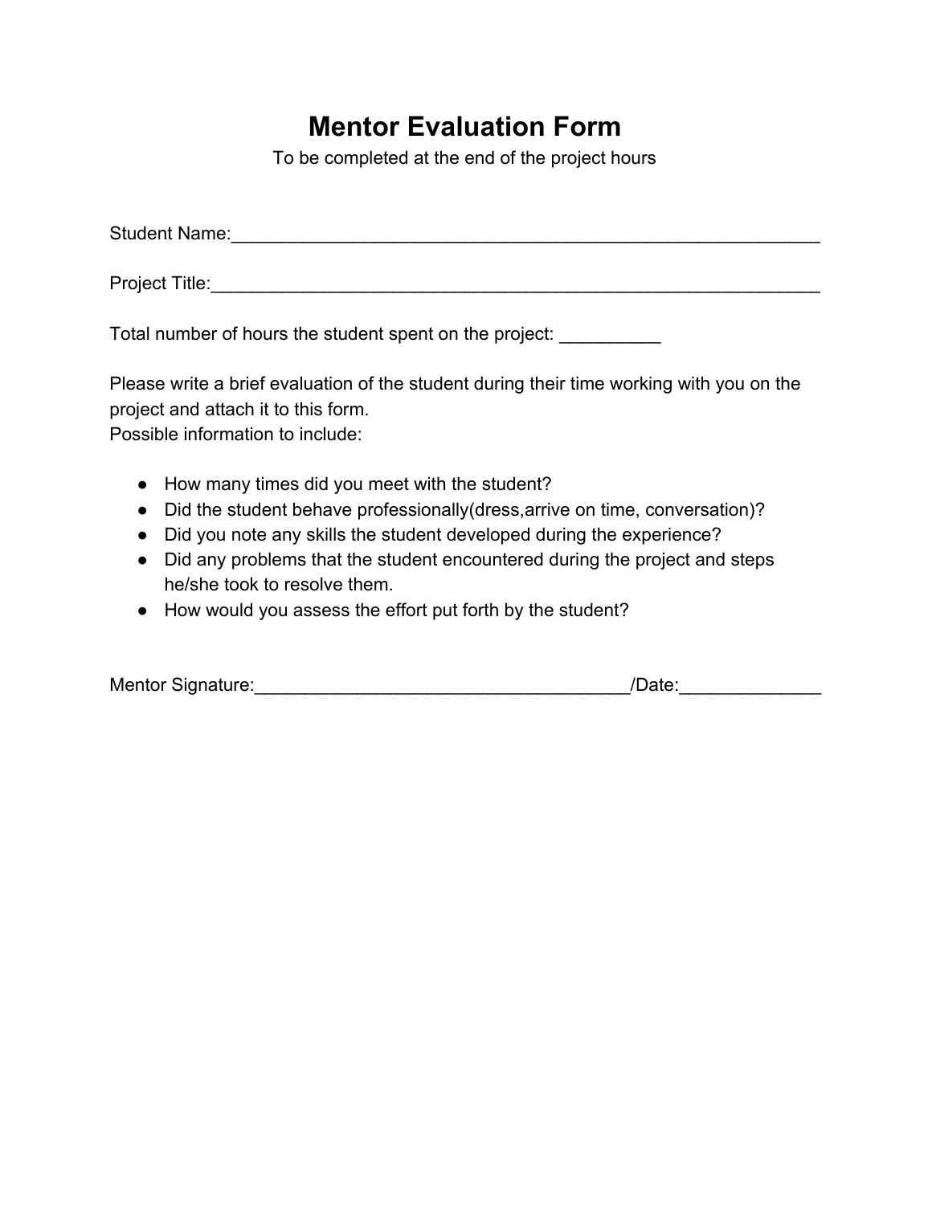# Mentor Evaluation Form

To be completed at the end of the project hours

Student Name:_____________________________________________________________

Project Title:______________________________________________________________

Total number of hours the student spent on the project: __________

Please write a brief evaluation of the student during their time working with you on the project and attach it to this form.
Possible information to include:

- How many times did you meet with the student?
- Did the student behave professionally(dress,arrive on time, conversation)?
- Did you note any skills the student developed during the experience?
- Did any problems that the student encountered during the project and steps he/she took to resolve them.
- How would you assess the effort put forth by the student?

Mentor Signature:_____________________________________/Date:______________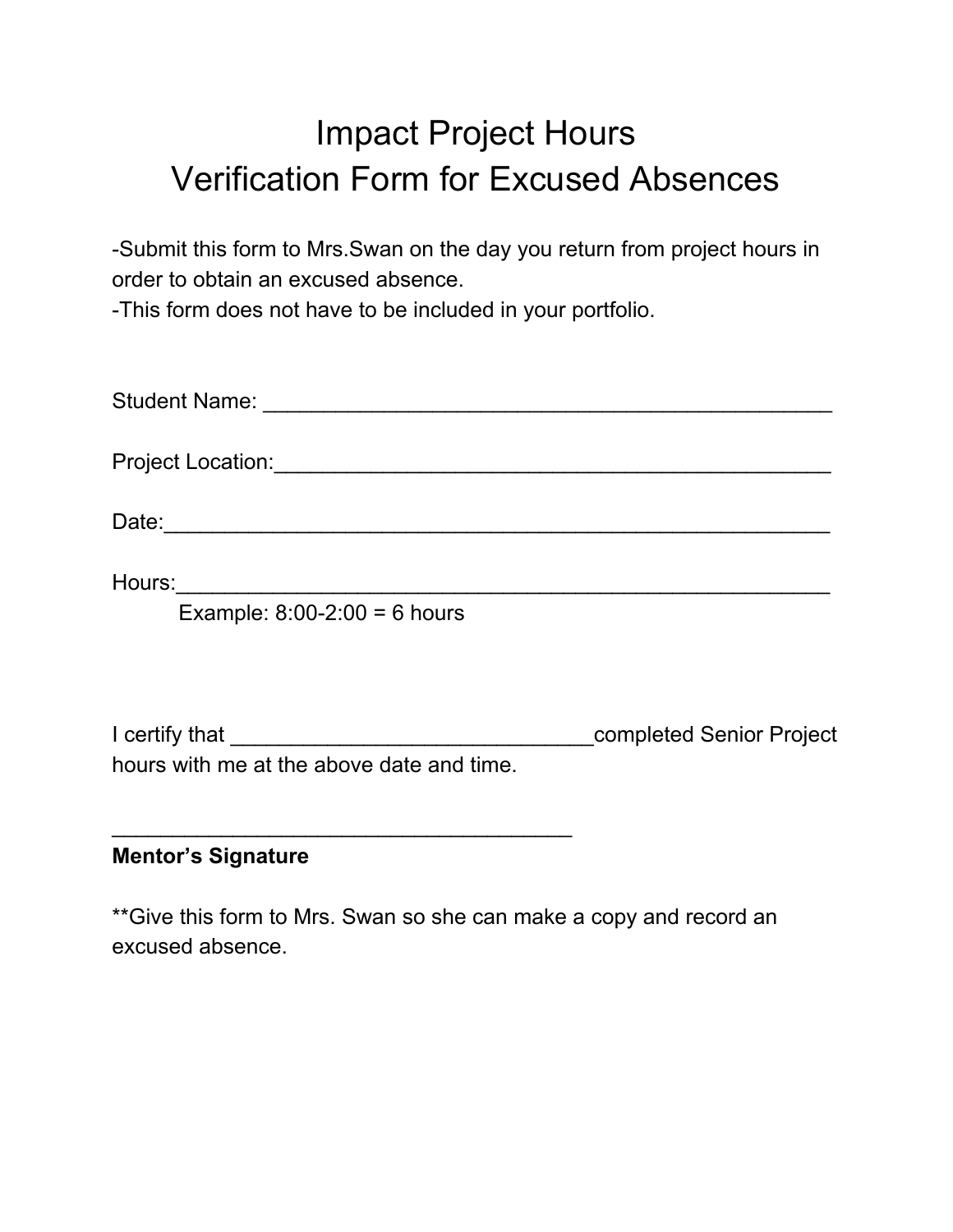# Impact Project Hours
# Verification Form for Excused Absences

-Submit this form to Mrs.Swan on the day you return from project hours in order to obtain an excused absence.
-This form does not have to be included in your portfolio.

Student Name: ______________________________________________

Project Location:____________________________________________

Date:______________________________________________________

Hours:_____________________________________________________
Example: 8:00-2:00 = 6 hours

I certify that ______________________________completed Senior Project hours with me at the above date and time.

______________________________________
**Mentor's Signature**

**Give this form to Mrs. Swan so she can make a copy and record an excused absence.